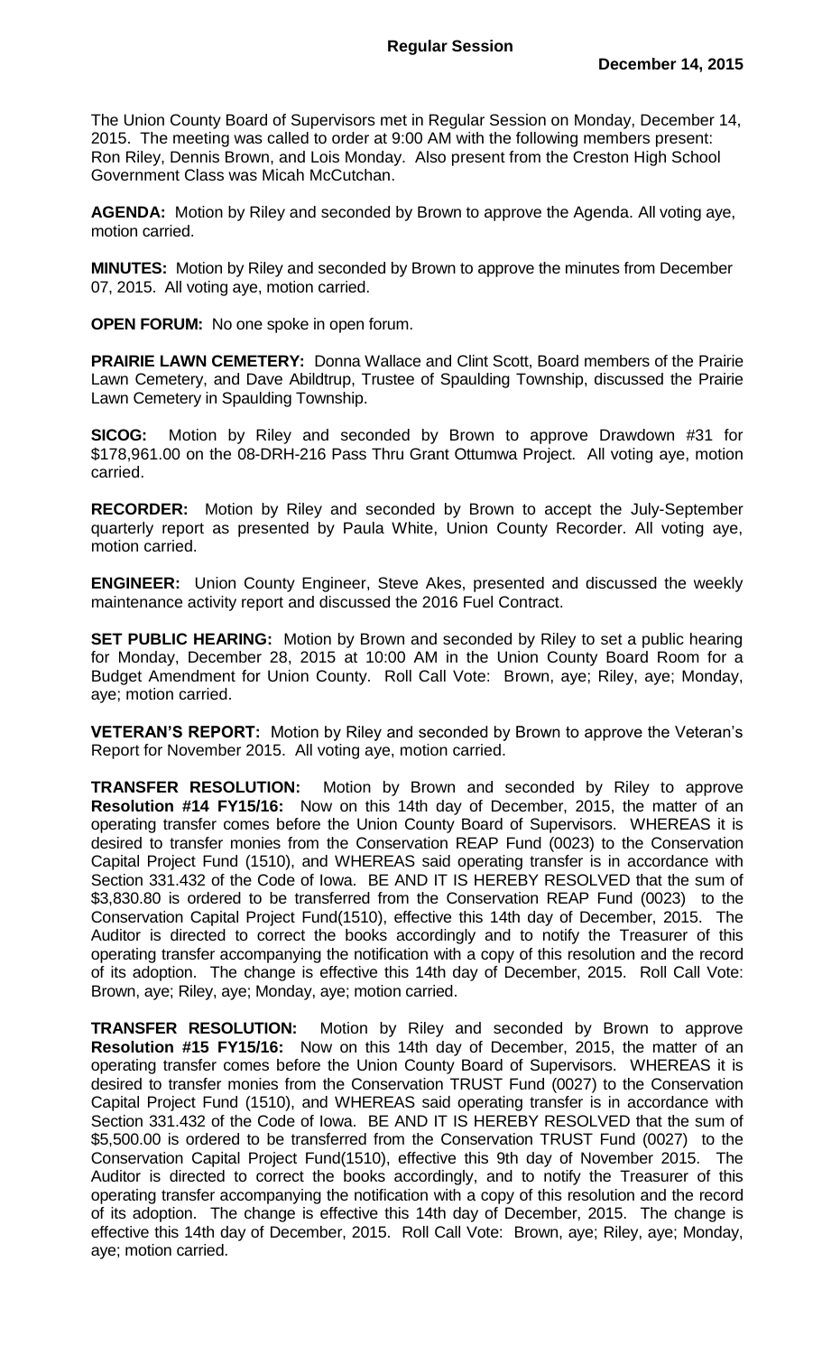**Regular Session**

**December 14, 2015**

The Union County Board of Supervisors met in Regular Session on Monday, December 14, 2015. The meeting was called to order at 9:00 AM with the following members present: Ron Riley, Dennis Brown, and Lois Monday. Also present from the Creston High School Government Class was Micah McCutchan.

**AGENDA:** Motion by Riley and seconded by Brown to approve the Agenda. All voting aye, motion carried.

**MINUTES:** Motion by Riley and seconded by Brown to approve the minutes from December 07, 2015. All voting aye, motion carried.

**OPEN FORUM:** No one spoke in open forum.

**PRAIRIE LAWN CEMETERY:** Donna Wallace and Clint Scott, Board members of the Prairie Lawn Cemetery, and Dave Abildtrup, Trustee of Spaulding Township, discussed the Prairie Lawn Cemetery in Spaulding Township.

**SICOG:** Motion by Riley and seconded by Brown to approve Drawdown #31 for $178,961.00 on the 08-DRH-216 Pass Thru Grant Ottumwa Project. All voting aye, motion carried.

**RECORDER:** Motion by Riley and seconded by Brown to accept the July-September quarterly report as presented by Paula White, Union County Recorder. All voting aye, motion carried.

**ENGINEER:** Union County Engineer, Steve Akes, presented and discussed the weekly maintenance activity report and discussed the 2016 Fuel Contract.

**SET PUBLIC HEARING:** Motion by Brown and seconded by Riley to set a public hearing for Monday, December 28, 2015 at 10:00 AM in the Union County Board Room for a Budget Amendment for Union County. Roll Call Vote: Brown, aye; Riley, aye; Monday, aye; motion carried.

**VETERAN'S REPORT:** Motion by Riley and seconded by Brown to approve the Veteran's Report for November 2015. All voting aye, motion carried.

**TRANSFER RESOLUTION:** Motion by Brown and seconded by Riley to approve **Resolution #14 FY15/16:** Now on this 14th day of December, 2015, the matter of an operating transfer comes before the Union County Board of Supervisors. WHEREAS it is desired to transfer monies from the Conservation REAP Fund (0023) to the Conservation Capital Project Fund (1510), and WHEREAS said operating transfer is in accordance with Section 331.432 of the Code of Iowa. BE AND IT IS HEREBY RESOLVED that the sum of $3,830.80 is ordered to be transferred from the Conservation REAP Fund (0023) to the Conservation Capital Project Fund(1510), effective this 14th day of December, 2015. The Auditor is directed to correct the books accordingly and to notify the Treasurer of this operating transfer accompanying the notification with a copy of this resolution and the record of its adoption. The change is effective this 14th day of December, 2015. Roll Call Vote: Brown, aye; Riley, aye; Monday, aye; motion carried.

**TRANSFER RESOLUTION:** Motion by Riley and seconded by Brown to approve **Resolution #15 FY15/16:** Now on this 14th day of December, 2015, the matter of an operating transfer comes before the Union County Board of Supervisors. WHEREAS it is desired to transfer monies from the Conservation TRUST Fund (0027) to the Conservation Capital Project Fund (1510), and WHEREAS said operating transfer is in accordance with Section 331.432 of the Code of Iowa. BE AND IT IS HEREBY RESOLVED that the sum of $5,500.00 is ordered to be transferred from the Conservation TRUST Fund (0027) to the Conservation Capital Project Fund(1510), effective this 9th day of November 2015. The Auditor is directed to correct the books accordingly, and to notify the Treasurer of this operating transfer accompanying the notification with a copy of this resolution and the record of its adoption. The change is effective this 14th day of December, 2015. The change is effective this 14th day of December, 2015. Roll Call Vote: Brown, aye; Riley, aye; Monday, aye; motion carried.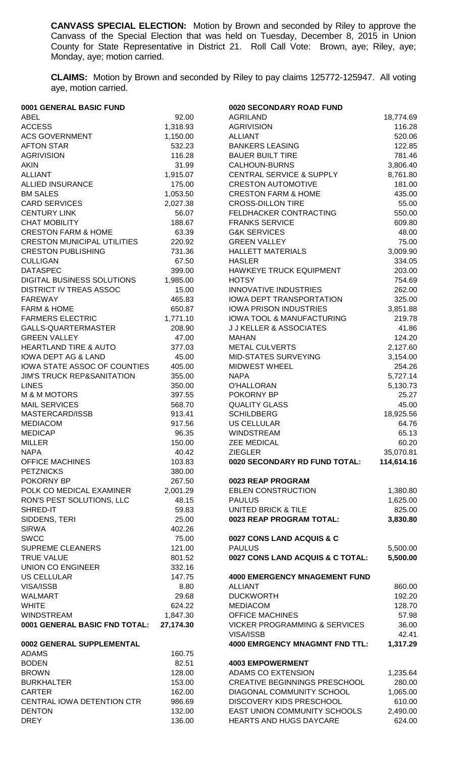**CANVASS SPECIAL ELECTION:** Motion by Brown and seconded by Riley to approve the Canvass of the Special Election that was held on Tuesday, December 8, 2015 in Union County for State Representative in District 21. Roll Call Vote: Brown, aye; Riley, aye; Monday, aye; motion carried.

**CLAIMS:** Motion by Brown and seconded by Riley to pay claims 125772-125947. All voting aye, motion carried.

| **0001 GENERAL BASIC FUND** | |
|---|---|
| ABEL | 92.00 |
| ACCESS | 1,318.93 |
| ACS GOVERNMENT | 1,150.00 |
| AFTON STAR | 532.23 |
| AGRIVISION | 116.28 |
| AKIN | 31.99 |
| ALLIANT | 1,915.07 |
| ALLIED INSURANCE | 175.00 |
| BM SALES | 1,053.50 |
| CARD SERVICES | 2,027.38 |
| CENTURY LINK | 56.07 |
| CHAT MOBILITY | 188.67 |
| CRESTON FARM & HOME | 63.39 |
| CRESTON MUNICIPAL UTILITIES | 220.92 |
| CRESTON PUBLISHING | 731.36 |
| CULLIGAN | 67.50 |
| DATASPEC | 399.00 |
| DIGITAL BUSINESS SOLUTIONS | 1,985.00 |
| DISTRICT IV TREAS ASSOC | 15.00 |
| FAREWAY | 465.83 |
| FARM & HOME | 650.87 |
| FARMERS ELECTRIC | 1,771.10 |
| GALLS-QUARTERMASTER | 208.90 |
| GREEN VALLEY | 47.00 |
| HEARTLAND TIRE & AUTO | 377.03 |
| IOWA DEPT AG & LAND | 45.00 |
| IOWA STATE ASSOC OF COUNTIES | 405.00 |
| JIM'S TRUCK REP&SANITATION | 355.00 |
| LINES | 350.00 |
| M & M MOTORS | 397.55 |
| MAIL SERVICES | 568.70 |
| MASTERCARD/ISSB | 913.41 |
| MEDIACOM | 917.56 |
| MEDICAP | 96.35 |
| MILLER | 150.00 |
| NAPA | 40.42 |
| OFFICE MACHINES | 103.83 |
| PETZNICKS | 380.00 |
| POKORNY BP | 267.50 |
| POLK CO MEDICAL EXAMINER | 2,001.29 |
| RON'S PEST SOLUTIONS, LLC | 48.15 |
| SHRED-IT | 59.83 |
| SIDDENS, TERI | 25.00 |
| SIRWA | 402.26 |
| SWCC | 75.00 |
| SUPREME CLEANERS | 121.00 |
| TRUE VALUE | 801.52 |
| UNION CO ENGINEER | 332.16 |
| US CELLULAR | 147.75 |
| VISA/ISSB | 8.80 |
| WALMART | 29.68 |
| WHITE | 624.22 |
| WINDSTREAM | 1,847.30 |
| **0001 GENERAL BASIC FND TOTAL:** | **27,174.30** |

| **0002 GENERAL SUPPLEMENTAL** | |
|---|---|
| ADAMS | 160.75 |
| BODEN | 82.51 |
| BROWN | 128.00 |
| BURKHALTER | 153.00 |
| CARTER | 162.00 |
| CENTRAL IOWA DETENTION CTR | 986.69 |
| DENTON | 132.00 |
| DREY | 136.00 |

| **0020 SECONDARY ROAD FUND** | |
|---|---|
| AGRILAND | 18,774.69 |
| AGRIVISION | 116.28 |
| ALLIANT | 520.06 |
| BANKERS LEASING | 122.85 |
| BAUER BUILT TIRE | 781.46 |
| CALHOUN-BURNS | 3,806.40 |
| CENTRAL SERVICE & SUPPLY | 8,761.80 |
| CRESTON AUTOMOTIVE | 181.00 |
| CRESTON FARM & HOME | 435.00 |
| CROSS-DILLON TIRE | 55.00 |
| FELDHACKER CONTRACTING | 550.00 |
| FRANKS SERVICE | 609.80 |
| G&K SERVICES | 48.00 |
| GREEN VALLEY | 75.00 |
| HALLETT MATERIALS | 3,009.90 |
| HASLER | 334.05 |
| HAWKEYE TRUCK EQUIPMENT | 203.00 |
| HOTSY | 754.69 |
| INNOVATIVE INDUSTRIES | 262.00 |
| IOWA DEPT TRANSPORTATION | 325.00 |
| IOWA PRISON INDUSTRIES | 3,851.88 |
| IOWA TOOL & MANUFACTURING | 219.78 |
| J J KELLER & ASSOCIATES | 41.86 |
| MAHAN | 124.20 |
| METAL CULVERTS | 2,127.60 |
| MID-STATES SURVEYING | 3,154.00 |
| MIDWEST WHEEL | 254.26 |
| NAPA | 5,727.14 |
| O'HALLORAN | 5,130.73 |
| POKORNY BP | 25.27 |
| QUALITY GLASS | 45.00 |
| SCHILDBERG | 18,925.56 |
| US CELLULAR | 64.76 |
| WINDSTREAM | 65.13 |
| ZEE MEDICAL | 60.20 |
| ZIEGLER | 35,070.81 |
| **0020 SECONDARY RD FUND TOTAL:** | **114,614.16** |

| **0023 REAP PROGRAM** | |
|---|---|
| EBLEN CONSTRUCTION | 1,380.80 |
| PAULUS | 1,625.00 |
| UNITED BRICK & TILE | 825.00 |
| **0023 REAP PROGRAM TOTAL:** | **3,830.80** |

| **0027 CONS LAND ACQUIS & C** | |
|---|---|
| PAULUS | 5,500.00 |
| **0027 CONS LAND ACQUIS & C TOTAL:** | **5,500.00** |

| **4000 EMERGENCY MNAGEMENT FUND** | |
|---|---|
| ALLIANT | 860.00 |
| DUCKWORTH | 192.20 |
| MEDIACOM | 128.70 |
| OFFICE MACHINES | 57.98 |
| VICKER PROGRAMMING & SERVICES | 36.00 |
| VISA/ISSB | 42.41 |
| **4000 EMRGENCY MNAGMNT FND TTL:** | **1,317.29** |

| **4003 EMPOWERMENT** | |
|---|---|
| ADAMS CO EXTENSION | 1,235.64 |
| CREATIVE BEGINNINGS PRESCHOOL | 280.00 |
| DIAGONAL COMMUNITY SCHOOL | 1,065.00 |
| DISCOVERY KIDS PRESCHOOL | 610.00 |
| EAST UNION COMMUNITY SCHOOLS | 2,490.00 |
| HEARTS AND HUGS DAYCARE | 624.00 |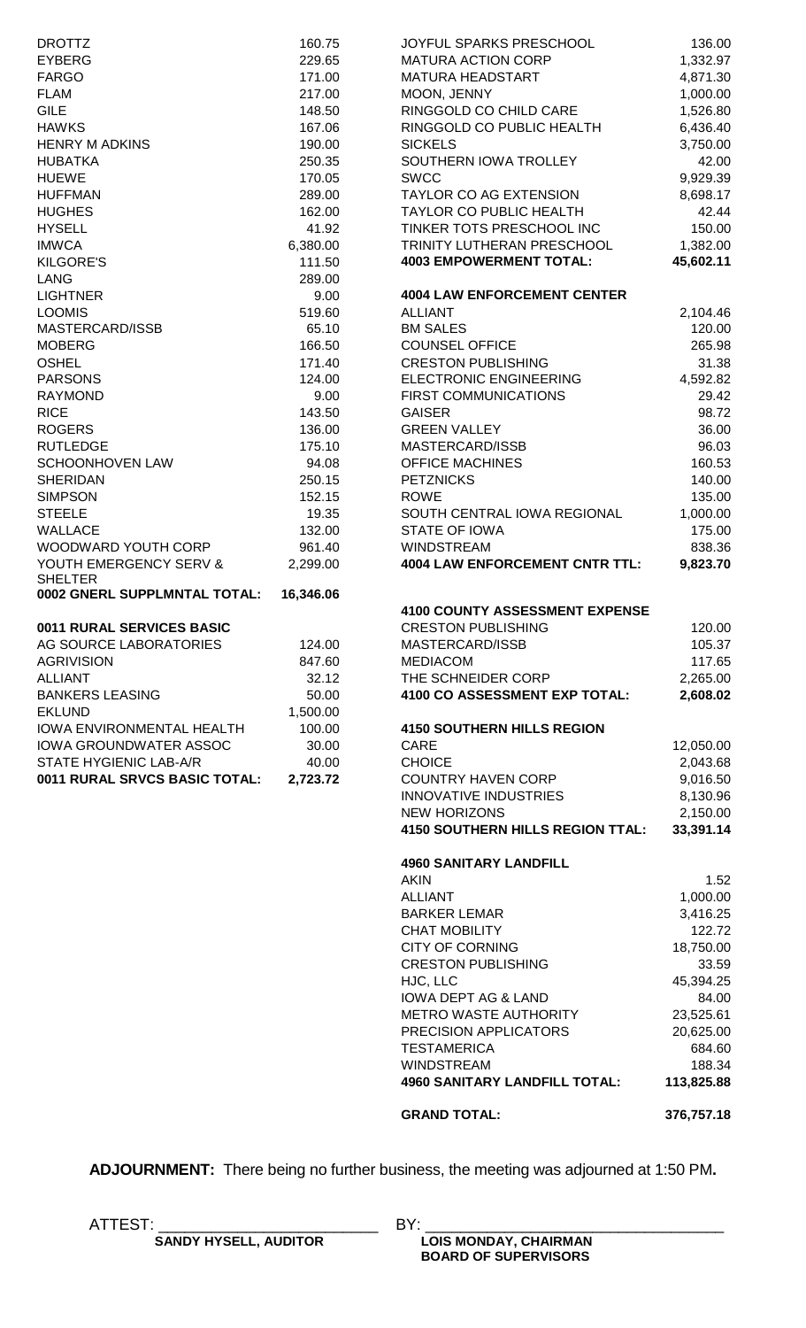| | |
|---|---|
| DROTTZ | 160.75 |
| EYBERG | 229.65 |
| FARGO | 171.00 |
| FLAM | 217.00 |
| GILE | 148.50 |
| HAWKS | 167.06 |
| HENRY M ADKINS | 190.00 |
| HUBATKA | 250.35 |
| HUEWE | 170.05 |
| HUFFMAN | 289.00 |
| HUGHES | 162.00 |
| HYSELL | 41.92 |
| IMWCA | 6,380.00 |
| KILGORE'S | 111.50 |
| LANG | 289.00 |
| LIGHTNER | 9.00 |
| LOOMIS | 519.60 |
| MASTERCARD/ISSB | 65.10 |
| MOBERG | 166.50 |
| OSHEL | 171.40 |
| PARSONS | 124.00 |
| RAYMOND | 9.00 |
| RICE | 143.50 |
| ROGERS | 136.00 |
| RUTLEDGE | 175.10 |
| SCHOONHOVEN LAW | 94.08 |
| SHERIDAN | 250.15 |
| SIMPSON | 152.15 |
| STEELE | 19.35 |
| WALLACE | 132.00 |
| WOODWARD YOUTH CORP | 961.40 |
| YOUTH EMERGENCY SERV & SHELTER | 2,299.00 |
| **0002 GNERL SUPPLMNTAL TOTAL:** | **16,346.06** |

**0011 RURAL SERVICES BASIC**

| | |
|---|---|
| AG SOURCE LABORATORIES | 124.00 |
| AGRIVISION | 847.60 |
| ALLIANT | 32.12 |
| BANKERS LEASING | 50.00 |
| EKLUND | 1,500.00 |
| IOWA ENVIRONMENTAL HEALTH | 100.00 |
| IOWA GROUNDWATER ASSOC | 30.00 |
| STATE HYGIENIC LAB-A/R | 40.00 |
| **0011 RURAL SRVCS BASIC TOTAL:** | **2,723.72** |

| | |
|---|---|
| JOYFUL SPARKS PRESCHOOL | 136.00 |
| MATURA ACTION CORP | 1,332.97 |
| MATURA HEADSTART | 4,871.30 |
| MOON, JENNY | 1,000.00 |
| RINGGOLD CO CHILD CARE | 1,526.80 |
| RINGGOLD CO PUBLIC HEALTH | 6,436.40 |
| SICKELS | 3,750.00 |
| SOUTHERN IOWA TROLLEY | 42.00 |
| SWCC | 9,929.39 |
| TAYLOR CO AG EXTENSION | 8,698.17 |
| TAYLOR CO PUBLIC HEALTH | 42.44 |
| TINKER TOTS PRESCHOOL INC | 150.00 |
| TRINITY LUTHERAN PRESCHOOL | 1,382.00 |
| **4003 EMPOWERMENT TOTAL:** | **45,602.11** |

**4004 LAW ENFORCEMENT CENTER**

| | |
|---|---|
| ALLIANT | 2,104.46 |
| BM SALES | 120.00 |
| COUNSEL OFFICE | 265.98 |
| CRESTON PUBLISHING | 31.38 |
| ELECTRONIC ENGINEERING | 4,592.82 |
| FIRST COMMUNICATIONS | 29.42 |
| GAISER | 98.72 |
| GREEN VALLEY | 36.00 |
| MASTERCARD/ISSB | 96.03 |
| OFFICE MACHINES | 160.53 |
| PETZNICKS | 140.00 |
| ROWE | 135.00 |
| SOUTH CENTRAL IOWA REGIONAL | 1,000.00 |
| STATE OF IOWA | 175.00 |
| WINDSTREAM | 838.36 |
| **4004 LAW ENFORCEMENT CNTR TTL:** | **9,823.70** |

**4100 COUNTY ASSESSMENT EXPENSE**

| | |
|---|---|
| CRESTON PUBLISHING | 120.00 |
| MASTERCARD/ISSB | 105.37 |
| MEDIACOM | 117.65 |
| THE SCHNEIDER CORP | 2,265.00 |
| **4100 CO ASSESSMENT EXP TOTAL:** | **2,608.02** |

**4150 SOUTHERN HILLS REGION**

| | |
|---|---|
| CARE | 12,050.00 |
| CHOICE | 2,043.68 |
| COUNTRY HAVEN CORP | 9,016.50 |
| INNOVATIVE INDUSTRIES | 8,130.96 |
| NEW HORIZONS | 2,150.00 |
| **4150 SOUTHERN HILLS REGION TTAL:** | **33,391.14** |

**4960 SANITARY LANDFILL**

| | |
|---|---|
| AKIN | 1.52 |
| ALLIANT | 1,000.00 |
| BARKER LEMAR | 3,416.25 |
| CHAT MOBILITY | 122.72 |
| CITY OF CORNING | 18,750.00 |
| CRESTON PUBLISHING | 33.59 |
| HJC, LLC | 45,394.25 |
| IOWA DEPT AG & LAND | 84.00 |
| METRO WASTE AUTHORITY | 23,525.61 |
| PRECISION APPLICATORS | 20,625.00 |
| TESTAMERICA | 684.60 |
| WINDSTREAM | 188.34 |
| **4960 SANITARY LANDFILL TOTAL:** | **113,825.88** |

**GRAND TOTAL:** **376,757.18**

**ADJOURNMENT:** There being no further business, the meeting was adjourned at 1:50 PM**.**

ATTEST: ___________________________ BY: ___________________________________

**SANDY HYSELL, AUDITOR** **LOIS MONDAY, CHAIRMAN**
**BOARD OF SUPERVISORS**